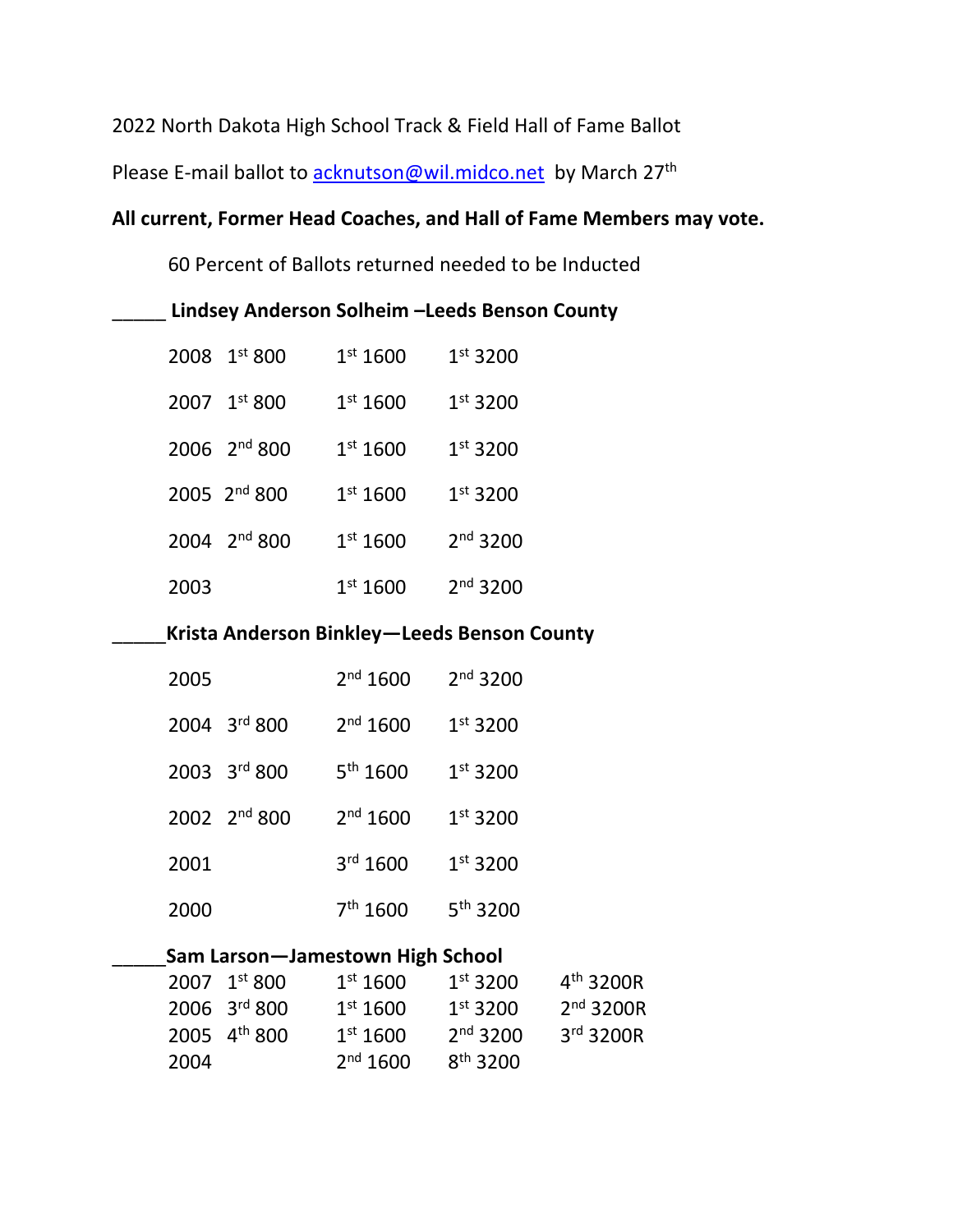2022 North Dakota High School Track & Field Hall of Fame Ballot

Please E-mail ballot to acknutson@wil.midco.net by March 27th

**All current, Former Head Coaches, and Hall of Fame Members may vote.**

60 Percent of Ballots returned needed to be Inducted

_____ **Lindsey Anderson Solheim –Leeds Benson County**

| | | | |
|---|---|---|---|
| 2008 | 1st 800 | 1st 1600 | 1st 3200 |
| 2007 | 1st 800 | 1st 1600 | 1st 3200 |
| 2006 | 2nd 800 | 1st 1600 | 1st 3200 |
| 2005 | 2nd 800 | 1st 1600 | 1st 3200 |
| 2004 | 2nd 800 | 1st 1600 | 2nd 3200 |
| 2003 | | 1st 1600 | 2nd 3200 |

_____ **Krista Anderson Binkley—Leeds Benson County**

| | | | |
|---|---|---|---|
| 2005 | | 2nd 1600 | 2nd 3200 |
| 2004 | 3rd 800 | 2nd 1600 | 1st 3200 |
| 2003 | 3rd 800 | 5th 1600 | 1st 3200 |
| 2002 | 2nd 800 | 2nd 1600 | 1st 3200 |
| 2001 | | 3rd 1600 | 1st 3200 |
| 2000 | | 7th 1600 | 5th 3200 |

_____ **Sam Larson—Jamestown High School**

| | | | | |
|---|---|---|---|---|
| 2007 | 1st 800 | 1st 1600 | 1st 3200 | 4th 3200R |
| 2006 | 3rd 800 | 1st 1600 | 1st 3200 | 2nd 3200R |
| 2005 | 4th 800 | 1st 1600 | 2nd 3200 | 3rd 3200R |
| 2004 | | 2nd 1600 | 8th 3200 | |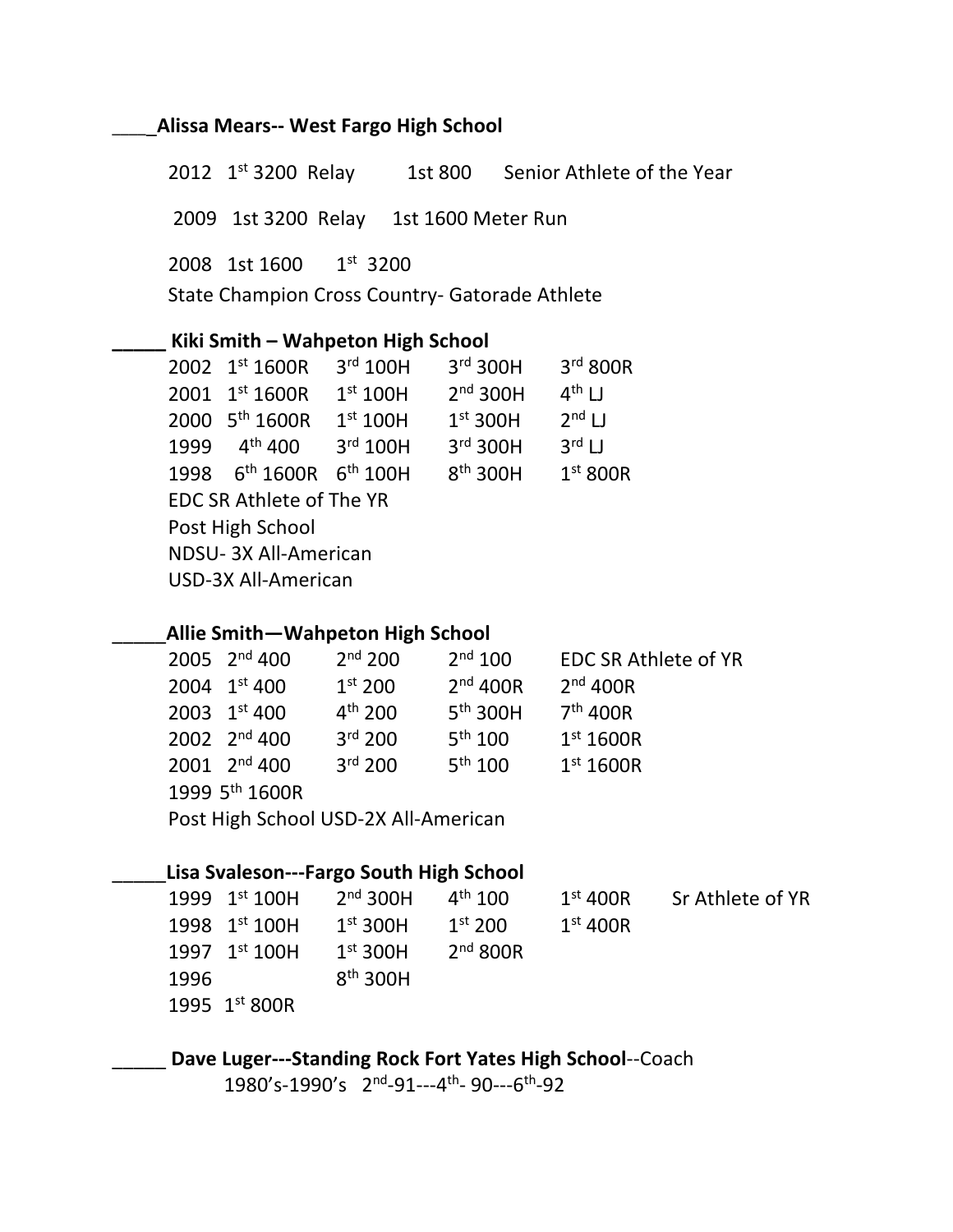____Alissa Mears-- West Fargo High School

2012 1st 3200 Relay 1st 800 Senior Athlete of the Year

2009 1st 3200 Relay 1st 1600 Meter Run

2008 1st 1600 1st 3200

State Champion Cross Country- Gatorade Athlete

_____ Kiki Smith – Wahpeton High School

| | | | | |
|---|---|---|---|---|
| 2002 | 1st 1600R | 3rd 100H | 3rd 300H | 3rd 800R |
| 2001 | 1st 1600R | 1st 100H | 2nd 300H | 4th LJ |
| 2000 | 5th 1600R | 1st 100H | 1st 300H | 2nd LJ |
| 1999 | 4th 400 | 3rd 100H | 3rd 300H | 3rd LJ |
| 1998 | 6th 1600R | 6th 100H | 8th 300H | 1st 800R |

EDC SR Athlete of The YR

Post High School

NDSU- 3X All-American

USD-3X All-American

_____Allie Smith—Wahpeton High School

| | | | | |
|---|---|---|---|---|
| 2005 | 2nd 400 | 2nd 200 | 2nd 100 | EDC SR Athlete of YR |
| 2004 | 1st 400 | 1st 200 | 2nd 400R | 2nd 400R |
| 2003 | 1st 400 | 4th 200 | 5th 300H | 7th 400R |
| 2002 | 2nd 400 | 3rd 200 | 5th 100 | 1st 1600R |
| 2001 | 2nd 400 | 3rd 200 | 5th 100 | 1st 1600R |
| 1999 | 5th 1600R | | | |

Post High School USD-2X All-American

_____Lisa Svaleson---Fargo South High School

| | | | | | |
|---|---|---|---|---|---|
| 1999 | 1st 100H | 2nd 300H | 4th 100 | 1st 400R | Sr Athlete of YR |
| 1998 | 1st 100H | 1st 300H | 1st 200 | 1st 400R | |
| 1997 | 1st 100H | 1st 300H | 2nd 800R | | |
| 1996 | | 8th 300H | | | |
| 1995 | 1st 800R | | | | |

_____ Dave Luger---Standing Rock Fort Yates High School--Coach

1980's-1990's 2nd-91---4th- 90---6th-92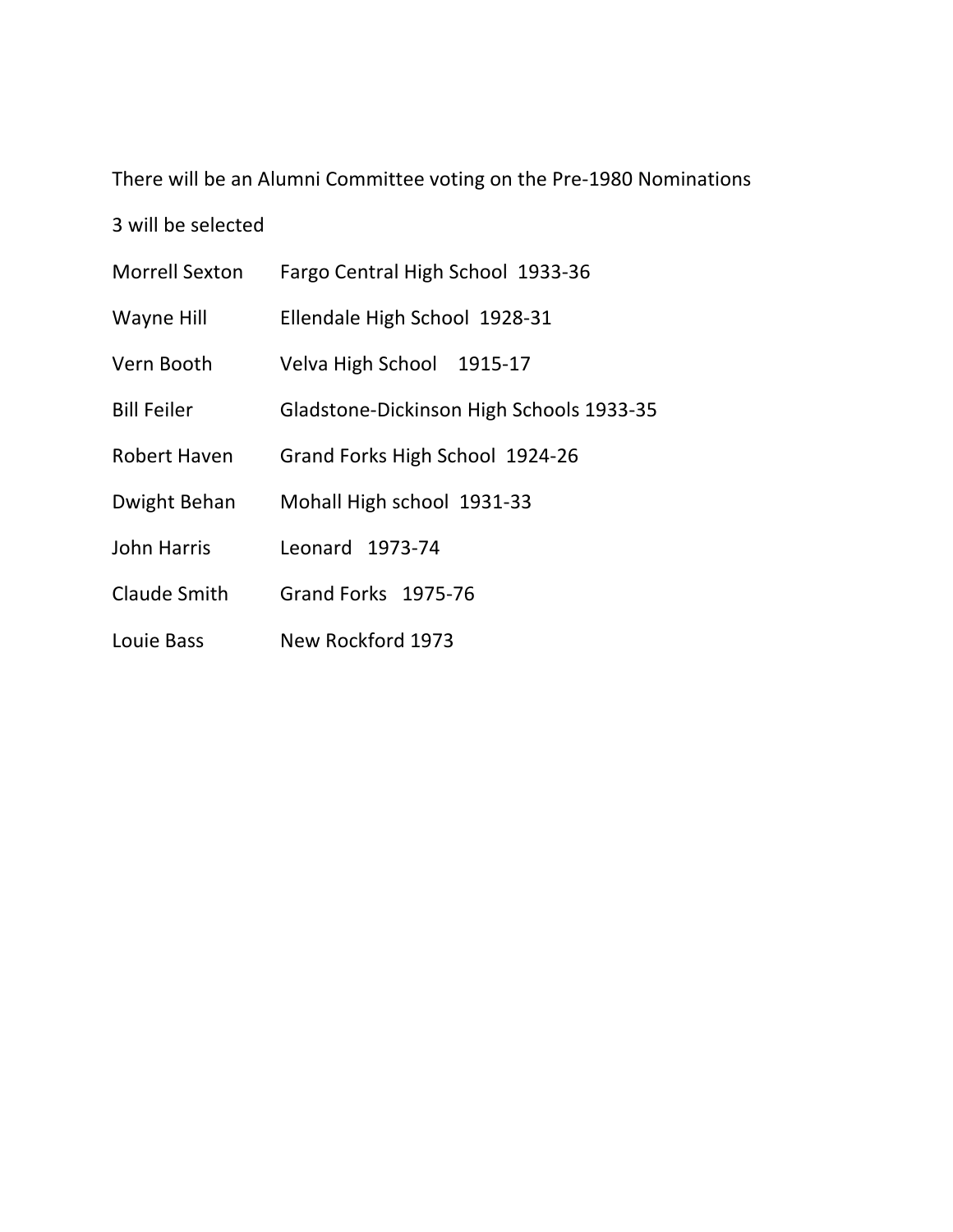There will be an Alumni Committee voting on the Pre-1980 Nominations

3 will be selected

| | |
|---|---|
| Morrell Sexton | Fargo Central High School 1933-36 |
| Wayne Hill | Ellendale High School 1928-31 |
| Vern Booth | Velva High School 1915-17 |
| Bill Feiler | Gladstone-Dickinson High Schools 1933-35 |
| Robert Haven | Grand Forks High School 1924-26 |
| Dwight Behan | Mohall High school 1931-33 |
| John Harris | Leonard 1973-74 |
| Claude Smith | Grand Forks 1975-76 |
| Louie Bass | New Rockford 1973 |